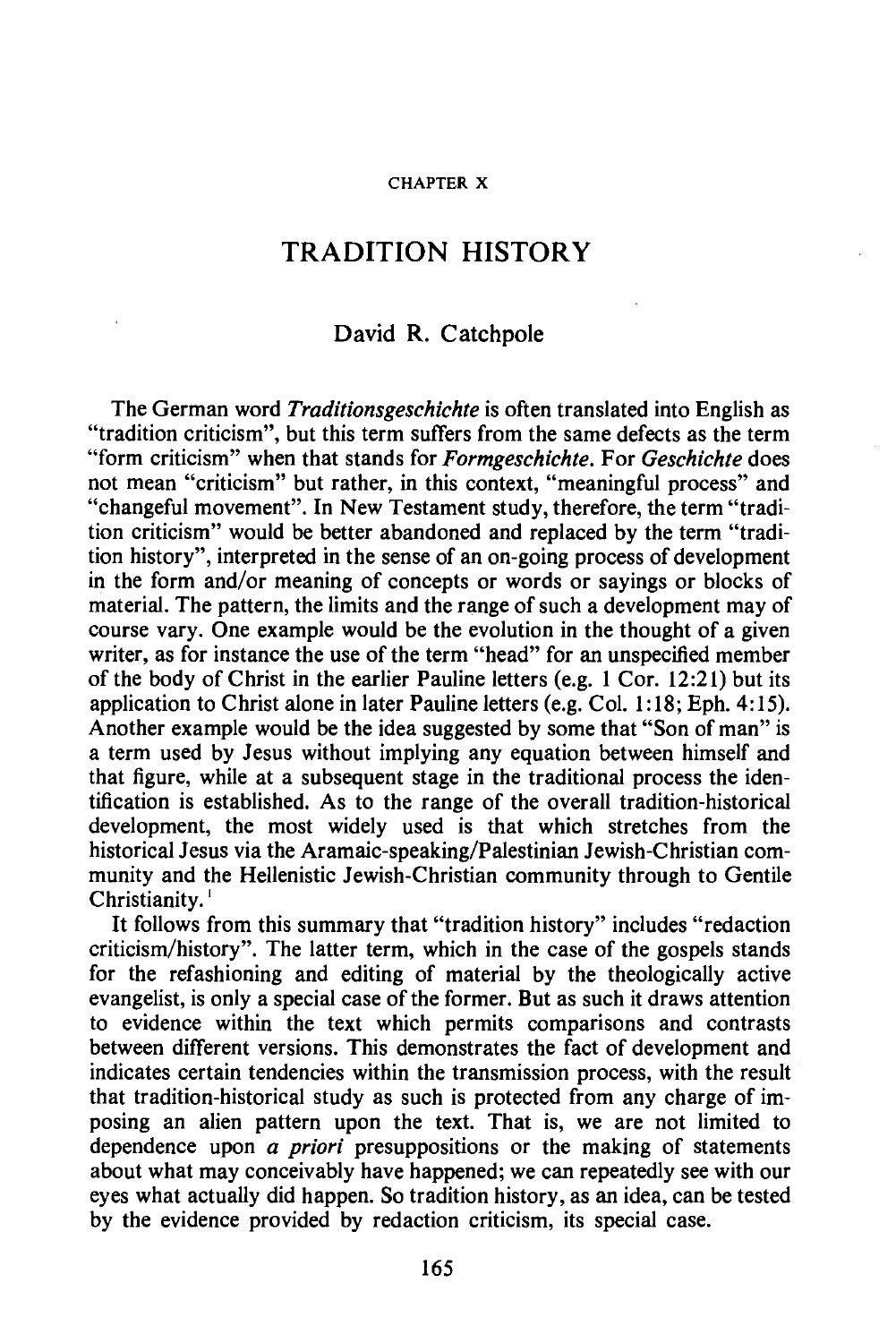CHAPTER X

# TRADITION HISTORY

David R. Catchpole

The German word *Traditionsgeschichte* is often translated into English as "tradition criticism", but this term suffers from the same defects as the term "form criticism" when that stands for *Formgeschichte*. For *Geschichte* does not mean "criticism" but rather, in this context, "meaningful process" and "changeful movement". In New Testament study, therefore, the term "tradition criticism" would be better abandoned and replaced by the term "tradition history", interpreted in the sense of an on-going process of development in the form and/or meaning of concepts or words or sayings or blocks of material. The pattern, the limits and the range of such a development may of course vary. One example would be the evolution in the thought of a given writer, as for instance the use of the term "head" for an unspecified member of the body of Christ in the earlier Pauline letters (e.g. 1 Cor. 12:21) but its application to Christ alone in later Pauline letters (e.g. Col. 1:18; Eph. 4:15). Another example would be the idea suggested by some that "Son of man" is a term used by Jesus without implying any equation between himself and that figure, while at a subsequent stage in the traditional process the identification is established. As to the range of the overall tradition-historical development, the most widely used is that which stretches from the historical Jesus via the Aramaic-speaking/Palestinian Jewish-Christian community and the Hellenistic Jewish-Christian community through to Gentile Christianity.[1]

It follows from this summary that "tradition history" includes "redaction criticism/history". The latter term, which in the case of the gospels stands for the refashioning and editing of material by the theologically active evangelist, is only a special case of the former. But as such it draws attention to evidence within the text which permits comparisons and contrasts between different versions. This demonstrates the fact of development and indicates certain tendencies within the transmission process, with the result that tradition-historical study as such is protected from any charge of imposing an alien pattern upon the text. That is, we are not limited to dependence upon *a priori* presuppositions or the making of statements about what may conceivably have happened; we can repeatedly see with our eyes what actually did happen. So tradition history, as an idea, can be tested by the evidence provided by redaction criticism, its special case.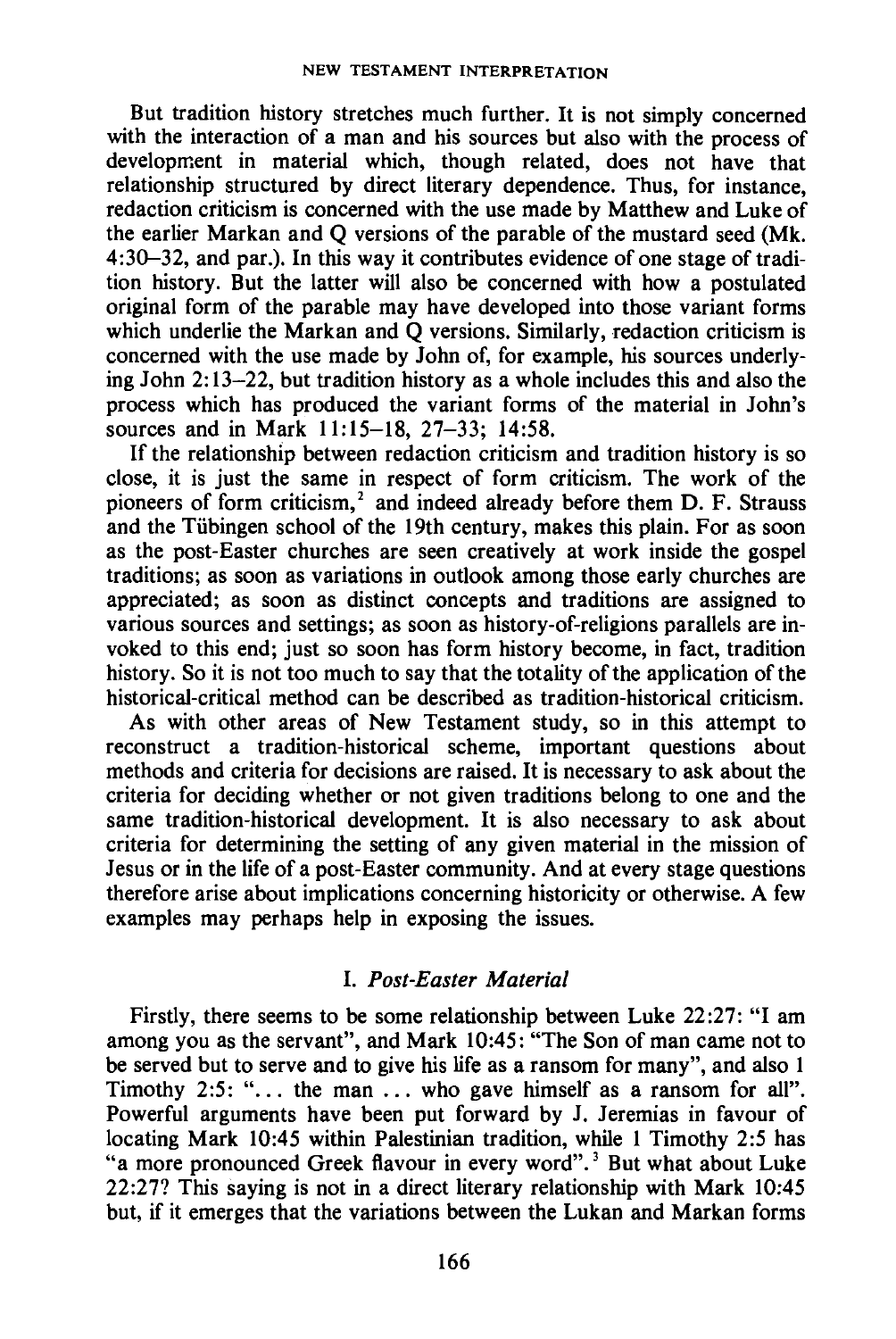But tradition history stretches much further. It is not simply concerned with the interaction of a man and his sources but also with the process of development in material which, though related, does not have that relationship structured by direct literary dependence. Thus, for instance, redaction criticism is concerned with the use made by Matthew and Luke of the earlier Markan and Q versions of the parable of the mustard seed (Mk. 4:30–32, and par.). In this way it contributes evidence of one stage of tradition history. But the latter will also be concerned with how a postulated original form of the parable may have developed into those variant forms which underlie the Markan and Q versions. Similarly, redaction criticism is concerned with the use made by John of, for example, his sources underlying John 2:13–22, but tradition history as a whole includes this and also the process which has produced the variant forms of the material in John's sources and in Mark 11:15–18, 27–33; 14:58.

If the relationship between redaction criticism and tradition history is so close, it is just the same in respect of form criticism. The work of the pioneers of form criticism,[2] and indeed already before them D. F. Strauss and the Tübingen school of the 19th century, makes this plain. For as soon as the post-Easter churches are seen creatively at work inside the gospel traditions; as soon as variations in outlook among those early churches are appreciated; as soon as distinct concepts and traditions are assigned to various sources and settings; as soon as history-of-religions parallels are invoked to this end; just so soon has form history become, in fact, tradition history. So it is not too much to say that the totality of the application of the historical-critical method can be described as tradition-historical criticism.

As with other areas of New Testament study, so in this attempt to reconstruct a tradition-historical scheme, important questions about methods and criteria for decisions are raised. It is necessary to ask about the criteria for deciding whether or not given traditions belong to one and the same tradition-historical development. It is also necessary to ask about criteria for determining the setting of any given material in the mission of Jesus or in the life of a post-Easter community. And at every stage questions therefore arise about implications concerning historicity or otherwise. A few examples may perhaps help in exposing the issues.

## I. *Post-Easter Material*

Firstly, there seems to be some relationship between Luke 22:27: "I am among you as the servant", and Mark 10:45: "The Son of man came not to be served but to serve and to give his life as a ransom for many", and also 1 Timothy 2:5: "... the man ... who gave himself as a ransom for all". Powerful arguments have been put forward by J. Jeremias in favour of locating Mark 10:45 within Palestinian tradition, while 1 Timothy 2:5 has "a more pronounced Greek flavour in every word".[3] But what about Luke 22:27? This saying is not in a direct literary relationship with Mark 10:45 but, if it emerges that the variations between the Lukan and Markan forms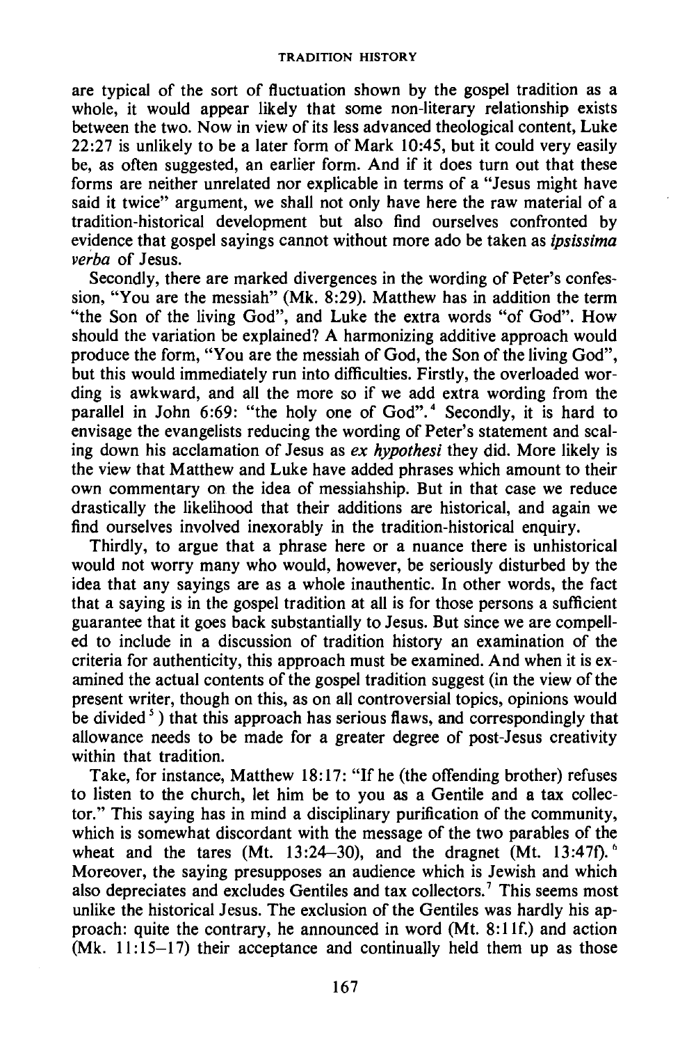are typical of the sort of fluctuation shown by the gospel tradition as a whole, it would appear likely that some non-literary relationship exists between the two. Now in view of its less advanced theological content, Luke 22:27 is unlikely to be a later form of Mark 10:45, but it could very easily be, as often suggested, an earlier form. And if it does turn out that these forms are neither unrelated nor explicable in terms of a "Jesus might have said it twice" argument, we shall not only have here the raw material of a tradition-historical development but also find ourselves confronted by evidence that gospel sayings cannot without more ado be taken as *ipsissima verba* of Jesus.

Secondly, there are marked divergences in the wording of Peter's confession, "You are the messiah" (Mk. 8:29). Matthew has in addition the term "the Son of the living God", and Luke the extra words "of God". How should the variation be explained? A harmonizing additive approach would produce the form, "You are the messiah of God, the Son of the living God", but this would immediately run into difficulties. Firstly, the overloaded wording is awkward, and all the more so if we add extra wording from the parallel in John 6:69: "the holy one of God".[4] Secondly, it is hard to envisage the evangelists reducing the wording of Peter's statement and scaling down his acclamation of Jesus as *ex hypothesi* they did. More likely is the view that Matthew and Luke have added phrases which amount to their own commentary on the idea of messiahship. But in that case we reduce drastically the likelihood that their additions are historical, and again we find ourselves involved inexorably in the tradition-historical enquiry.

Thirdly, to argue that a phrase here or a nuance there is unhistorical would not worry many who would, however, be seriously disturbed by the idea that any sayings are as a whole inauthentic. In other words, the fact that a saying is in the gospel tradition at all is for those persons a sufficient guarantee that it goes back substantially to Jesus. But since we are compelled to include in a discussion of tradition history an examination of the criteria for authenticity, this approach must be examined. And when it is examined the actual contents of the gospel tradition suggest (in the view of the present writer, though on this, as on all controversial topics, opinions would be divided[5]) that this approach has serious flaws, and correspondingly that allowance needs to be made for a greater degree of post-Jesus creativity within that tradition.

Take, for instance, Matthew 18:17: "If he (the offending brother) refuses to listen to the church, let him be to you as a Gentile and a tax collector." This saying has in mind a disciplinary purification of the community, which is somewhat discordant with the message of the two parables of the wheat and the tares (Mt. 13:24–30), and the dragnet (Mt. 13:47f).[6] Moreover, the saying presupposes an audience which is Jewish and which also depreciates and excludes Gentiles and tax collectors.[7] This seems most unlike the historical Jesus. The exclusion of the Gentiles was hardly his approach: quite the contrary, he announced in word (Mt. 8:11f.) and action (Mk. 11:15–17) their acceptance and continually held them up as those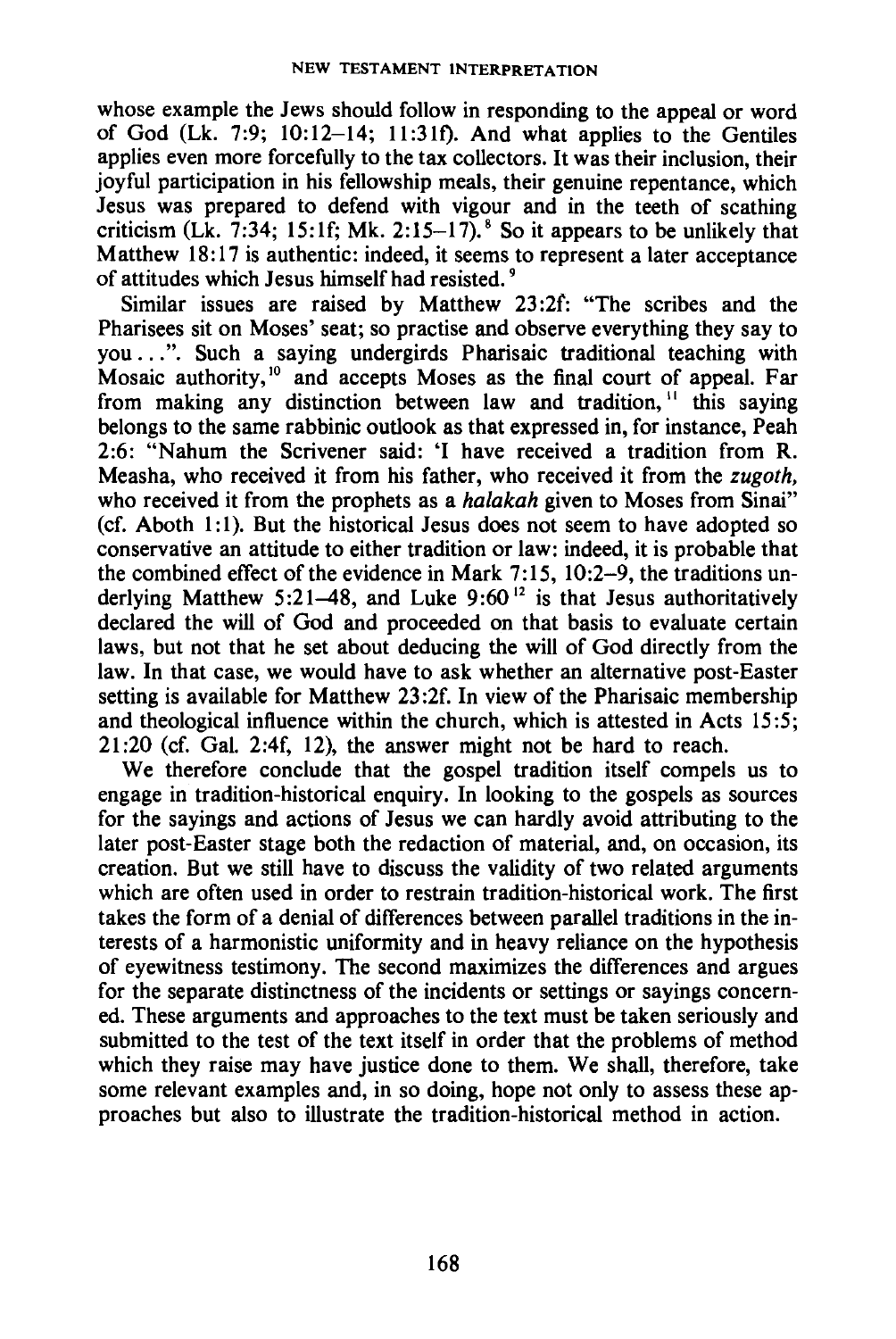whose example the Jews should follow in responding to the appeal or word of God (Lk. 7:9; 10:12–14; 11:31f). And what applies to the Gentiles applies even more forcefully to the tax collectors. It was their inclusion, their joyful participation in his fellowship meals, their genuine repentance, which Jesus was prepared to defend with vigour and in the teeth of scathing criticism (Lk. 7:34; 15:1f; Mk. 2:15–17).[8] So it appears to be unlikely that Matthew 18:17 is authentic: indeed, it seems to represent a later acceptance of attitudes which Jesus himself had resisted.[9]

Similar issues are raised by Matthew 23:2f: "The scribes and the Pharisees sit on Moses' seat; so practise and observe everything they say to you . . .". Such a saying undergirds Pharisaic traditional teaching with Mosaic authority,[10] and accepts Moses as the final court of appeal. Far from making any distinction between law and tradition,[11] this saying belongs to the same rabbinic outlook as that expressed in, for instance, Peah 2:6: "Nahum the Scrivener said: 'I have received a tradition from R. Measha, who received it from his father, who received it from the *zugoth,* who received it from the prophets as a *halakah* given to Moses from Sinai" (cf. Aboth 1:1). But the historical Jesus does not seem to have adopted so conservative an attitude to either tradition or law: indeed, it is probable that the combined effect of the evidence in Mark 7:15, 10:2–9, the traditions underlying Matthew 5:21–48, and Luke 9:60[12] is that Jesus authoritatively declared the will of God and proceeded on that basis to evaluate certain laws, but not that he set about deducing the will of God directly from the law. In that case, we would have to ask whether an alternative post-Easter setting is available for Matthew 23:2f. In view of the Pharisaic membership and theological influence within the church, which is attested in Acts 15:5; 21:20 (cf. Gal. 2:4f, 12), the answer might not be hard to reach.

We therefore conclude that the gospel tradition itself compels us to engage in tradition-historical enquiry. In looking to the gospels as sources for the sayings and actions of Jesus we can hardly avoid attributing to the later post-Easter stage both the redaction of material, and, on occasion, its creation. But we still have to discuss the validity of two related arguments which are often used in order to restrain tradition-historical work. The first takes the form of a denial of differences between parallel traditions in the interests of a harmonistic uniformity and in heavy reliance on the hypothesis of eyewitness testimony. The second maximizes the differences and argues for the separate distinctness of the incidents or settings or sayings concerned. These arguments and approaches to the text must be taken seriously and submitted to the test of the text itself in order that the problems of method which they raise may have justice done to them. We shall, therefore, take some relevant examples and, in so doing, hope not only to assess these approaches but also to illustrate the tradition-historical method in action.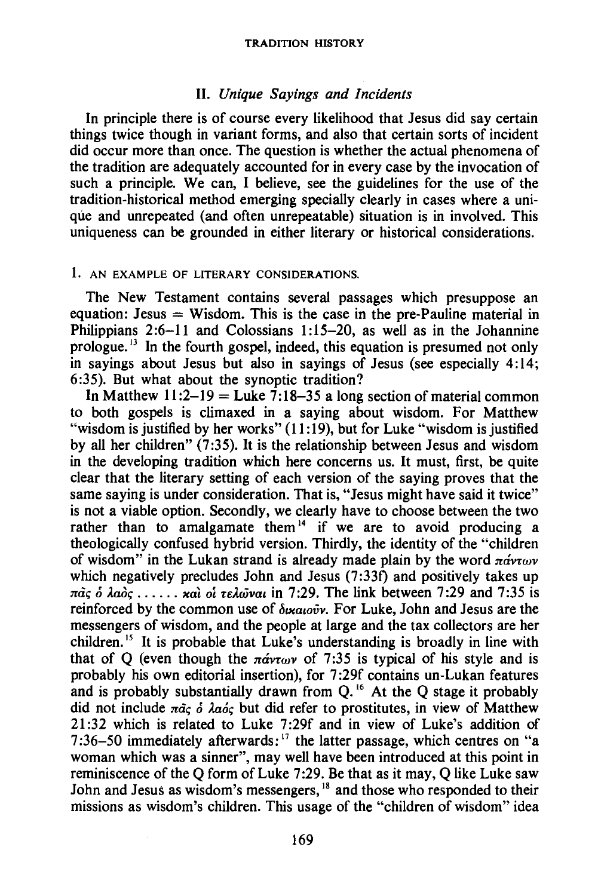## II. *Unique Sayings and Incidents*

In principle there is of course every likelihood that Jesus did say certain things twice though in variant forms, and also that certain sorts of incident did occur more than once. The question is whether the actual phenomena of the tradition are adequately accounted for in every case by the invocation of such a principle. We can, I believe, see the guidelines for the use of the tradition-historical method emerging specially clearly in cases where a unique and unrepeated (and often unrepeatable) situation is in involved. This uniqueness can be grounded in either literary or historical considerations.

### 1. AN EXAMPLE OF LITERARY CONSIDERATIONS.

The New Testament contains several passages which presuppose an equation: Jesus = Wisdom. This is the case in the pre-Pauline material in Philippians 2:6–11 and Colossians 1:15–20, as well as in the Johannine prologue.[13] In the fourth gospel, indeed, this equation is presumed not only in sayings about Jesus but also in sayings of Jesus (see especially 4:14; 6:35). But what about the synoptic tradition?

In Matthew 11:2–19 = Luke 7:18–35 a long section of material common to both gospels is climaxed in a saying about wisdom. For Matthew "wisdom is justified by her works" (11:19), but for Luke "wisdom is justified by all her children" (7:35). It is the relationship between Jesus and wisdom in the developing tradition which here concerns us. It must, first, be quite clear that the literary setting of each version of the saying proves that the same saying is under consideration. That is, "Jesus might have said it twice" is not a viable option. Secondly, we clearly have to choose between the two rather than to amalgamate them[14] if we are to avoid producing a theologically confused hybrid version. Thirdly, the identity of the "children of wisdom" in the Lukan strand is already made plain by the word πάντων which negatively precludes John and Jesus (7:33f) and positively takes up πᾶς ὁ λαὸς ...... καὶ οἱ τελῶναι in 7:29. The link between 7:29 and 7:35 is reinforced by the common use of δικαιοῦν. For Luke, John and Jesus are the messengers of wisdom, and the people at large and the tax collectors are her children.[15] It is probable that Luke's understanding is broadly in line with that of Q (even though the πάντων of 7:35 is typical of his style and is probably his own editorial insertion), for 7:29f contains un-Lukan features and is probably substantially drawn from Q.[16] At the Q stage it probably did not include πᾶς ὁ λαός but did refer to prostitutes, in view of Matthew 21:32 which is related to Luke 7:29f and in view of Luke's addition of 7:36–50 immediately afterwards:[17] the latter passage, which centres on "a woman which was a sinner", may well have been introduced at this point in reminiscence of the Q form of Luke 7:29. Be that as it may, Q like Luke saw John and Jesus as wisdom's messengers,[18] and those who responded to their missions as wisdom's children. This usage of the "children of wisdom" idea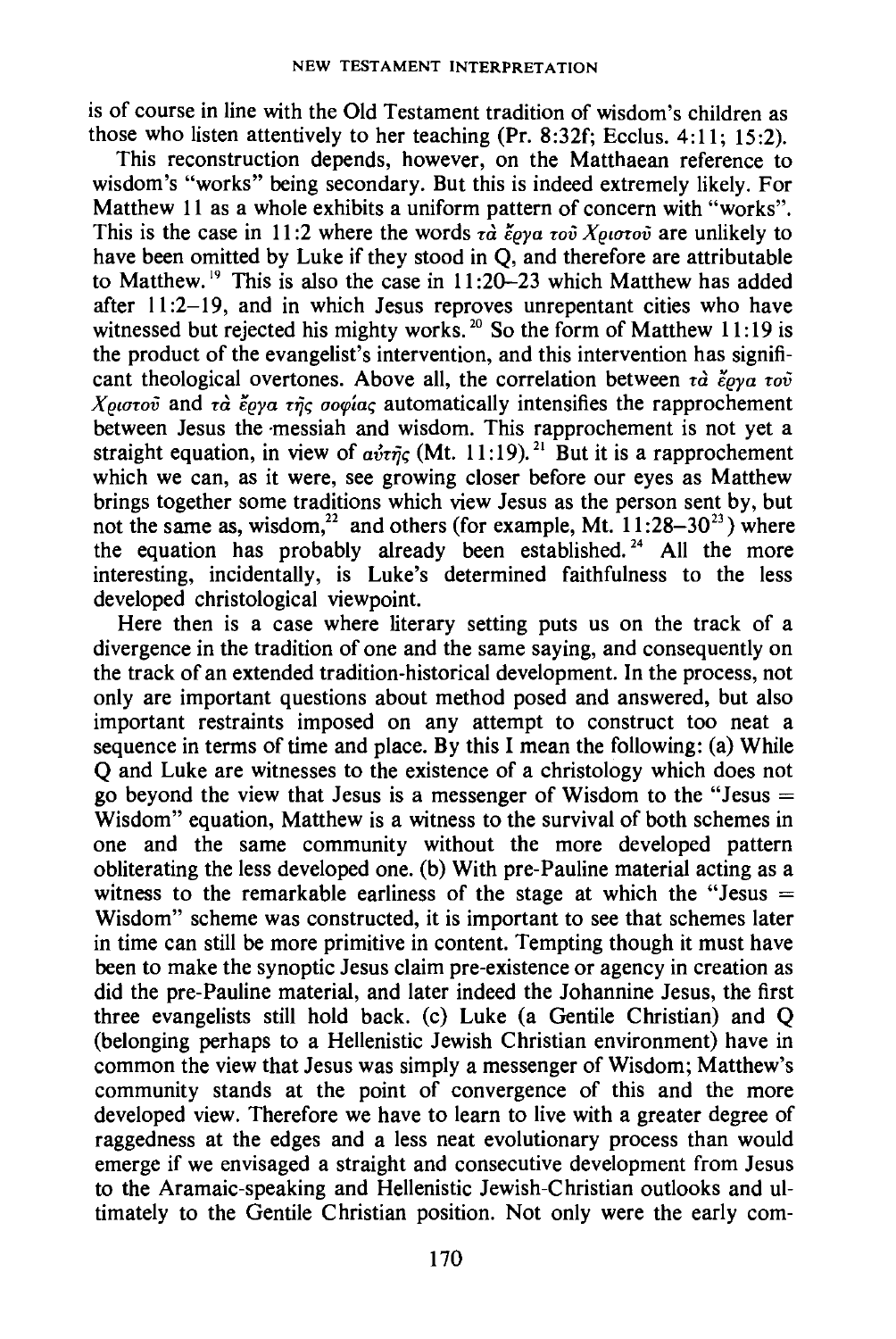is of course in line with the Old Testament tradition of wisdom's children as those who listen attentively to her teaching (Pr. 8:32f; Ecclus. 4:11; 15:2).

This reconstruction depends, however, on the Matthaean reference to wisdom's "works" being secondary. But this is indeed extremely likely. For Matthew 11 as a whole exhibits a uniform pattern of concern with "works". This is the case in 11:2 where the words *τὰ ἔργα τοῦ Χριστοῦ* are unlikely to have been omitted by Luke if they stood in Q, and therefore are attributable to Matthew.[19] This is also the case in 11:20–23 which Matthew has added after 11:2–19, and in which Jesus reproves unrepentant cities who have witnessed but rejected his mighty works.[20] So the form of Matthew 11:19 is the product of the evangelist's intervention, and this intervention has significant theological overtones. Above all, the correlation between *τὰ ἔργα τοῦ Χριστοῦ* and *τὰ ἔργα τῆς σοφίας* automatically intensifies the rapprochement between Jesus the messiah and wisdom. This rapprochement is not yet a straight equation, in view of *αὐτῆς* (Mt. 11:19).[21] But it is a rapprochement which we can, as it were, see growing closer before our eyes as Matthew brings together some traditions which view Jesus as the person sent by, but not the same as, wisdom,[22] and others (for example, Mt. 11:28–30[23]) where the equation has probably already been established.[24] All the more interesting, incidentally, is Luke's determined faithfulness to the less developed christological viewpoint.

Here then is a case where literary setting puts us on the track of a divergence in the tradition of one and the same saying, and consequently on the track of an extended tradition-historical development. In the process, not only are important questions about method posed and answered, but also important restraints imposed on any attempt to construct too neat a sequence in terms of time and place. By this I mean the following: (a) While Q and Luke are witnesses to the existence of a christology which does not go beyond the view that Jesus is a messenger of Wisdom to the "Jesus = Wisdom" equation, Matthew is a witness to the survival of both schemes in one and the same community without the more developed pattern obliterating the less developed one. (b) With pre-Pauline material acting as a witness to the remarkable earliness of the stage at which the "Jesus = Wisdom" scheme was constructed, it is important to see that schemes later in time can still be more primitive in content. Tempting though it must have been to make the synoptic Jesus claim pre-existence or agency in creation as did the pre-Pauline material, and later indeed the Johannine Jesus, the first three evangelists still hold back. (c) Luke (a Gentile Christian) and Q (belonging perhaps to a Hellenistic Jewish Christian environment) have in common the view that Jesus was simply a messenger of Wisdom; Matthew's community stands at the point of convergence of this and the more developed view. Therefore we have to learn to live with a greater degree of raggedness at the edges and a less neat evolutionary process than would emerge if we envisaged a straight and consecutive development from Jesus to the Aramaic-speaking and Hellenistic Jewish-Christian outlooks and ultimately to the Gentile Christian position. Not only were the early com-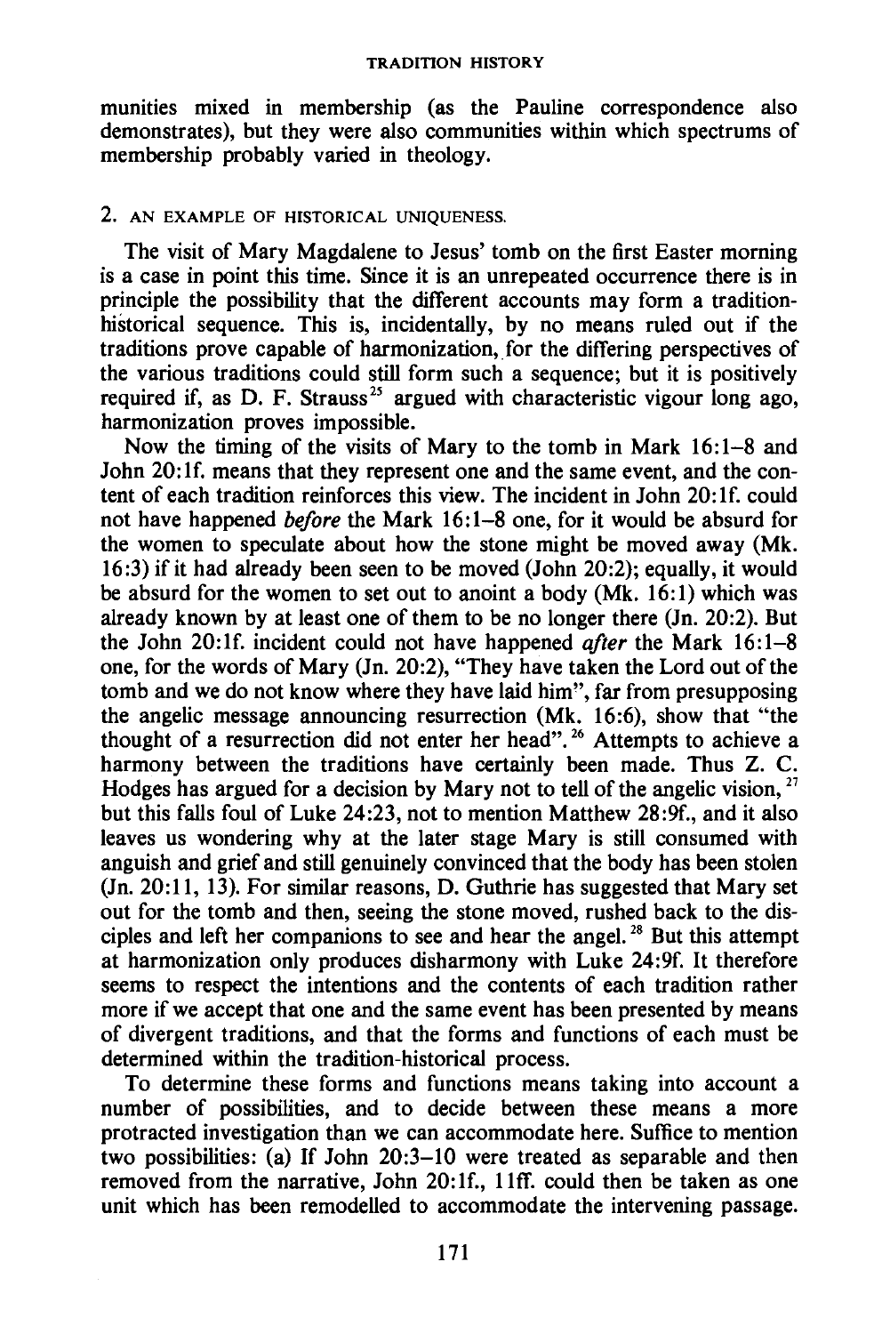munities mixed in membership (as the Pauline correspondence also demonstrates), but they were also communities within which spectrums of membership probably varied in theology.

## 2. AN EXAMPLE OF HISTORICAL UNIQUENESS.

The visit of Mary Magdalene to Jesus' tomb on the first Easter morning is a case in point this time. Since it is an unrepeated occurrence there is in principle the possibility that the different accounts may form a tradition-historical sequence. This is, incidentally, by no means ruled out if the traditions prove capable of harmonization, for the differing perspectives of the various traditions could still form such a sequence; but it is positively required if, as D. F. Strauss[25] argued with characteristic vigour long ago, harmonization proves impossible.

Now the timing of the visits of Mary to the tomb in Mark 16:1–8 and John 20:1f. means that they represent one and the same event, and the content of each tradition reinforces this view. The incident in John 20:1f. could not have happened *before* the Mark 16:1–8 one, for it would be absurd for the women to speculate about how the stone might be moved away (Mk. 16:3) if it had already been seen to be moved (John 20:2); equally, it would be absurd for the women to set out to anoint a body (Mk. 16:1) which was already known by at least one of them to be no longer there (Jn. 20:2). But the John 20:1f. incident could not have happened *after* the Mark 16:1–8 one, for the words of Mary (Jn. 20:2), "They have taken the Lord out of the tomb and we do not know where they have laid him", far from presupposing the angelic message announcing resurrection (Mk. 16:6), show that "the thought of a resurrection did not enter her head".[26] Attempts to achieve a harmony between the traditions have certainly been made. Thus Z. C. Hodges has argued for a decision by Mary not to tell of the angelic vision,[27] but this falls foul of Luke 24:23, not to mention Matthew 28:9f., and it also leaves us wondering why at the later stage Mary is still consumed with anguish and grief and still genuinely convinced that the body has been stolen (Jn. 20:11, 13). For similar reasons, D. Guthrie has suggested that Mary set out for the tomb and then, seeing the stone moved, rushed back to the disciples and left her companions to see and hear the angel.[28] But this attempt at harmonization only produces disharmony with Luke 24:9f. It therefore seems to respect the intentions and the contents of each tradition rather more if we accept that one and the same event has been presented by means of divergent traditions, and that the forms and functions of each must be determined within the tradition-historical process.

To determine these forms and functions means taking into account a number of possibilities, and to decide between these means a more protracted investigation than we can accommodate here. Suffice to mention two possibilities: (a) If John 20:3–10 were treated as separable and then removed from the narrative, John 20:1f., 11ff. could then be taken as one unit which has been remodelled to accommodate the intervening passage.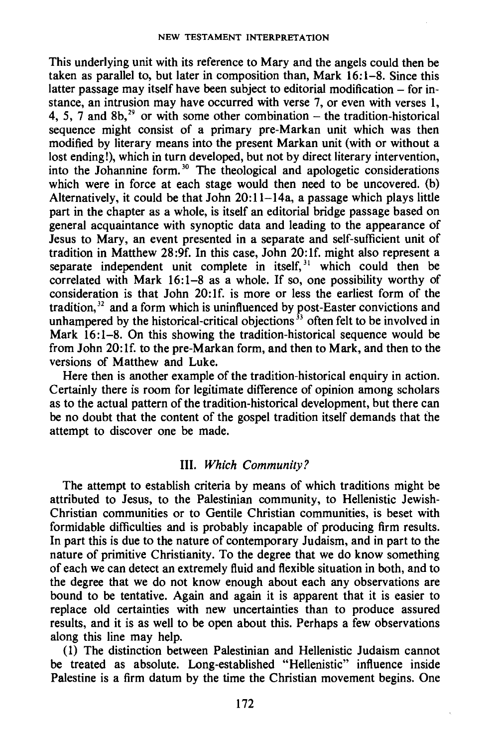This underlying unit with its reference to Mary and the angels could then be taken as parallel to, but later in composition than, Mark 16:1–8. Since this latter passage may itself have been subject to editorial modification – for instance, an intrusion may have occurred with verse 7, or even with verses 1, 4, 5, 7 and 8b,[29] or with some other combination – the tradition-historical sequence might consist of a primary pre-Markan unit which was then modified by literary means into the present Markan unit (with or without a lost ending!), which in turn developed, but not by direct literary intervention, into the Johannine form.[30] The theological and apologetic considerations which were in force at each stage would then need to be uncovered. (b) Alternatively, it could be that John 20:11–14a, a passage which plays little part in the chapter as a whole, is itself an editorial bridge passage based on general acquaintance with synoptic data and leading to the appearance of Jesus to Mary, an event presented in a separate and self-sufficient unit of tradition in Matthew 28:9f. In this case, John 20:1f. might also represent a separate independent unit complete in itself,[31] which could then be correlated with Mark 16:1–8 as a whole. If so, one possibility worthy of consideration is that John 20:1f. is more or less the earliest form of the tradition,[32] and a form which is uninfluenced by post-Easter convictions and unhampered by the historical-critical objections[33] often felt to be involved in Mark 16:1–8. On this showing the tradition-historical sequence would be from John 20:1f. to the pre-Markan form, and then to Mark, and then to the versions of Matthew and Luke.

Here then is another example of the tradition-historical enquiry in action. Certainly there is room for legitimate difference of opinion among scholars as to the actual pattern of the tradition-historical development, but there can be no doubt that the content of the gospel tradition itself demands that the attempt to discover one be made.

## III. *Which Community?*

The attempt to establish criteria by means of which traditions might be attributed to Jesus, to the Palestinian community, to Hellenistic Jewish-Christian communities or to Gentile Christian communities, is beset with formidable difficulties and is probably incapable of producing firm results. In part this is due to the nature of contemporary Judaism, and in part to the nature of primitive Christianity. To the degree that we do know something of each we can detect an extremely fluid and flexible situation in both, and to the degree that we do not know enough about each any observations are bound to be tentative. Again and again it is apparent that it is easier to replace old certainties with new uncertainties than to produce assured results, and it is as well to be open about this. Perhaps a few observations along this line may help.

(1) The distinction between Palestinian and Hellenistic Judaism cannot be treated as absolute. Long-established "Hellenistic" influence inside Palestine is a firm datum by the time the Christian movement begins. One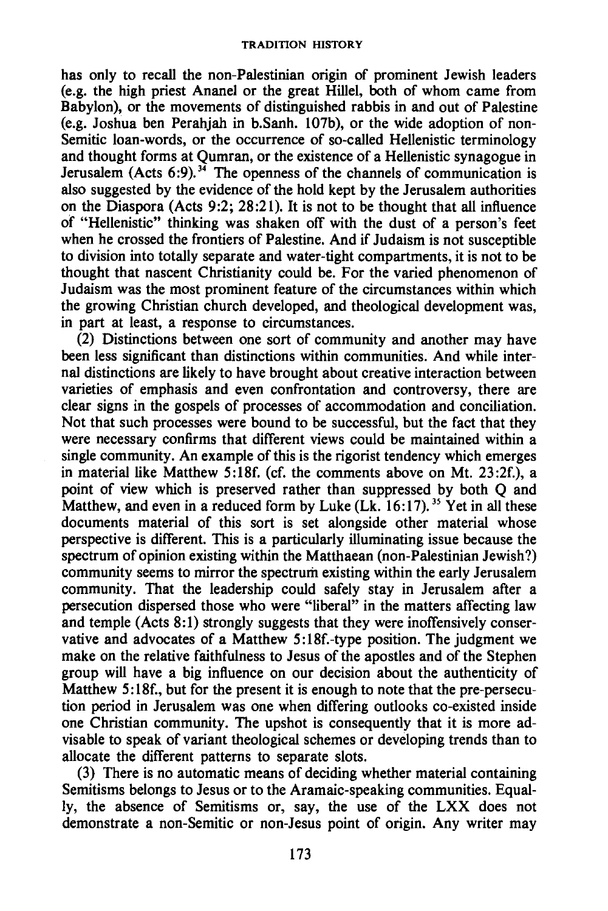has only to recall the non-Palestinian origin of prominent Jewish leaders (e.g. the high priest Ananel or the great Hillel, both of whom came from Babylon), or the movements of distinguished rabbis in and out of Palestine (e.g. Joshua ben Perahjah in b.Sanh. 107b), or the wide adoption of non-Semitic loan-words, or the occurrence of so-called Hellenistic terminology and thought forms at Qumran, or the existence of a Hellenistic synagogue in Jerusalem (Acts 6:9).[34] The openness of the channels of communication is also suggested by the evidence of the hold kept by the Jerusalem authorities on the Diaspora (Acts 9:2; 28:21). It is not to be thought that all influence of "Hellenistic" thinking was shaken off with the dust of a person's feet when he crossed the frontiers of Palestine. And if Judaism is not susceptible to division into totally separate and water-tight compartments, it is not to be thought that nascent Christianity could be. For the varied phenomenon of Judaism was the most prominent feature of the circumstances within which the growing Christian church developed, and theological development was, in part at least, a response to circumstances.

(2) Distinctions between one sort of community and another may have been less significant than distinctions within communities. And while internal distinctions are likely to have brought about creative interaction between varieties of emphasis and even confrontation and controversy, there are clear signs in the gospels of processes of accommodation and conciliation. Not that such processes were bound to be successful, but the fact that they were necessary confirms that different views could be maintained within a single community. An example of this is the rigorist tendency which emerges in material like Matthew 5:18f. (cf. the comments above on Mt. 23:2f.), a point of view which is preserved rather than suppressed by both Q and Matthew, and even in a reduced form by Luke (Lk. 16:17).[35] Yet in all these documents material of this sort is set alongside other material whose perspective is different. This is a particularly illuminating issue because the spectrum of opinion existing within the Matthaean (non-Palestinian Jewish?) community seems to mirror the spectrum existing within the early Jerusalem community. That the leadership could safely stay in Jerusalem after a persecution dispersed those who were "liberal" in the matters affecting law and temple (Acts 8:1) strongly suggests that they were inoffensively conservative and advocates of a Matthew 5:18f.-type position. The judgment we make on the relative faithfulness to Jesus of the apostles and of the Stephen group will have a big influence on our decision about the authenticity of Matthew 5:18f., but for the present it is enough to note that the pre-persecution period in Jerusalem was one when differing outlooks co-existed inside one Christian community. The upshot is consequently that it is more advisable to speak of variant theological schemes or developing trends than to allocate the different patterns to separate slots.

(3) There is no automatic means of deciding whether material containing Semitisms belongs to Jesus or to the Aramaic-speaking communities. Equally, the absence of Semitisms or, say, the use of the LXX does not demonstrate a non-Semitic or non-Jesus point of origin. Any writer may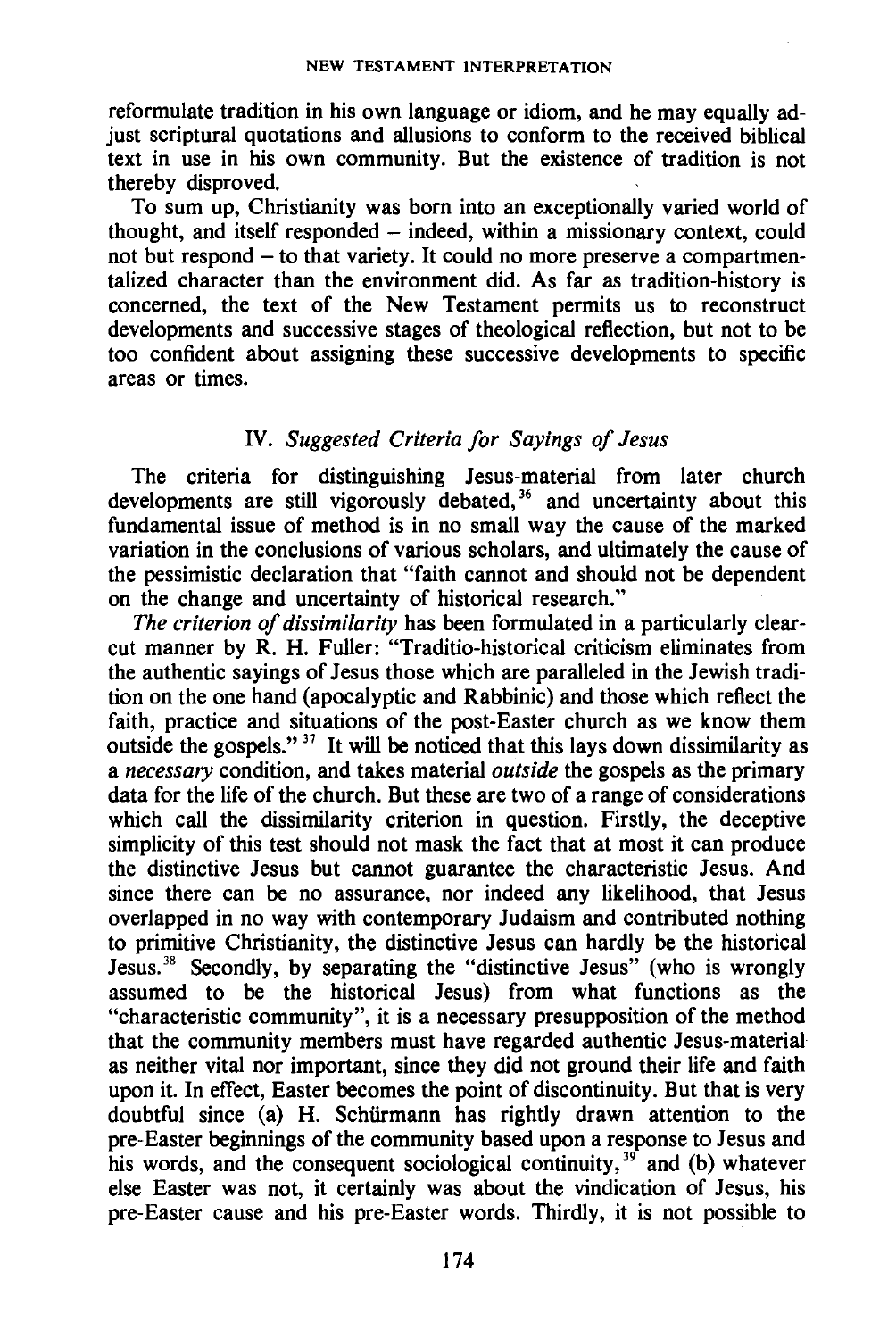reformulate tradition in his own language or idiom, and he may equally adjust scriptural quotations and allusions to conform to the received biblical text in use in his own community. But the existence of tradition is not thereby disproved.

To sum up, Christianity was born into an exceptionally varied world of thought, and itself responded – indeed, within a missionary context, could not but respond – to that variety. It could no more preserve a compartmentalized character than the environment did. As far as tradition-history is concerned, the text of the New Testament permits us to reconstruct developments and successive stages of theological reflection, but not to be too confident about assigning these successive developments to specific areas or times.

## IV. *Suggested Criteria for Sayings of Jesus*

The criteria for distinguishing Jesus-material from later church developments are still vigorously debated,[36] and uncertainty about this fundamental issue of method is in no small way the cause of the marked variation in the conclusions of various scholars, and ultimately the cause of the pessimistic declaration that "faith cannot and should not be dependent on the change and uncertainty of historical research."

*The criterion of dissimilarity* has been formulated in a particularly clear-cut manner by R. H. Fuller: "Traditio-historical criticism eliminates from the authentic sayings of Jesus those which are paralleled in the Jewish tradition on the one hand (apocalyptic and Rabbinic) and those which reflect the faith, practice and situations of the post-Easter church as we know them outside the gospels."[37] It will be noticed that this lays down dissimilarity as a *necessary* condition, and takes material *outside* the gospels as the primary data for the life of the church. But these are two of a range of considerations which call the dissimilarity criterion in question. Firstly, the deceptive simplicity of this test should not mask the fact that at most it can produce the distinctive Jesus but cannot guarantee the characteristic Jesus. And since there can be no assurance, nor indeed any likelihood, that Jesus overlapped in no way with contemporary Judaism and contributed nothing to primitive Christianity, the distinctive Jesus can hardly be the historical Jesus.[38] Secondly, by separating the "distinctive Jesus" (who is wrongly assumed to be the historical Jesus) from what functions as the "characteristic community", it is a necessary presupposition of the method that the community members must have regarded authentic Jesus-material as neither vital nor important, since they did not ground their life and faith upon it. In effect, Easter becomes the point of discontinuity. But that is very doubtful since (a) H. Schürmann has rightly drawn attention to the pre-Easter beginnings of the community based upon a response to Jesus and his words, and the consequent sociological continuity,[39] and (b) whatever else Easter was not, it certainly was about the vindication of Jesus, his pre-Easter cause and his pre-Easter words. Thirdly, it is not possible to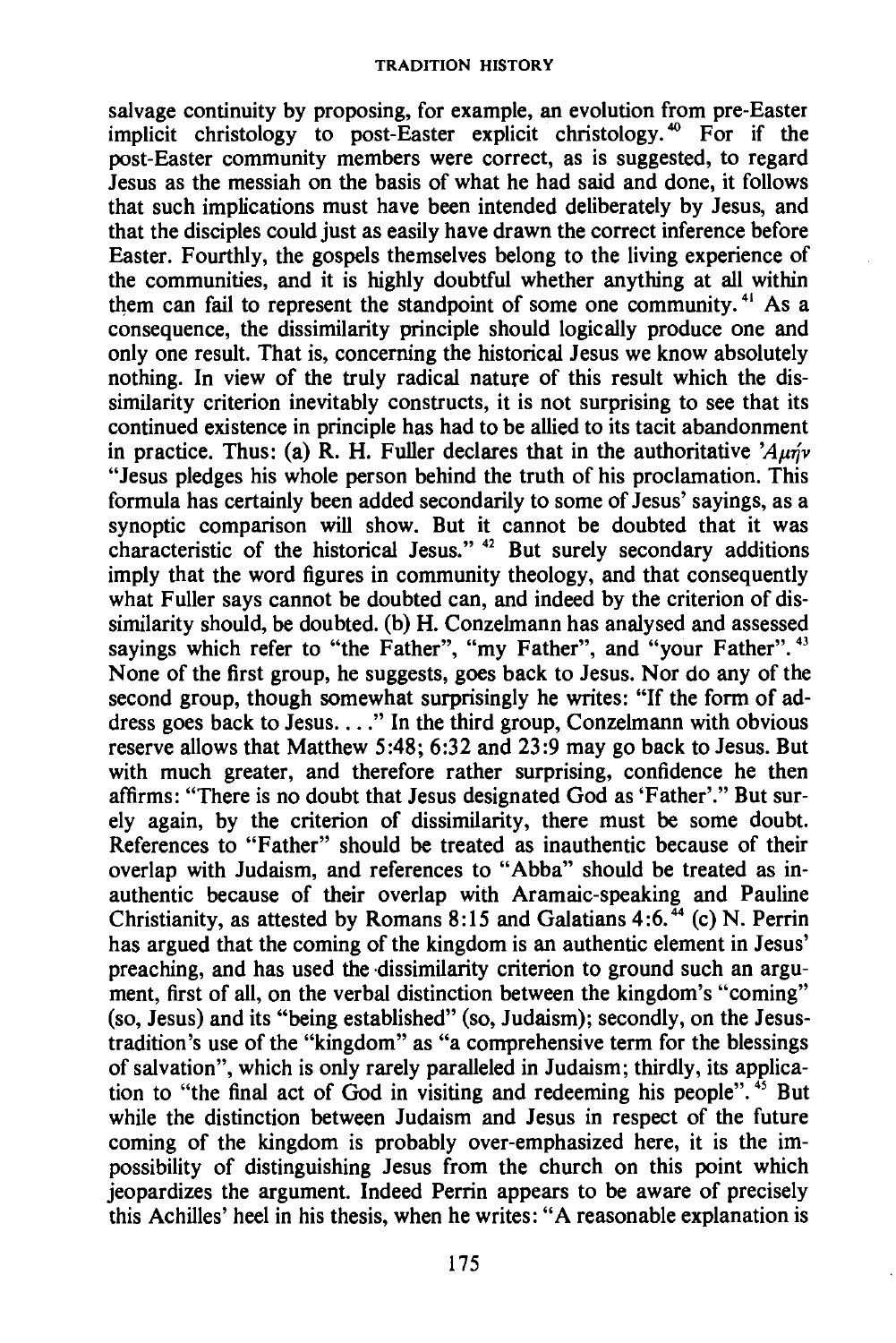salvage continuity by proposing, for example, an evolution from pre-Easter implicit christology to post-Easter explicit christology.[40] For if the post-Easter community members were correct, as is suggested, to regard Jesus as the messiah on the basis of what he had said and done, it follows that such implications must have been intended deliberately by Jesus, and that the disciples could just as easily have drawn the correct inference before Easter. Fourthly, the gospels themselves belong to the living experience of the communities, and it is highly doubtful whether anything at all within them can fail to represent the standpoint of some one community.[41] As a consequence, the dissimilarity principle should logically produce one and only one result. That is, concerning the historical Jesus we know absolutely nothing. In view of the truly radical nature of this result which the dissimilarity criterion inevitably constructs, it is not surprising to see that its continued existence in principle has had to be allied to its tacit abandonment in practice. Thus: (a) R. H. Fuller declares that in the authoritative 'Ἀμήν "Jesus pledges his whole person behind the truth of his proclamation. This formula has certainly been added secondarily to some of Jesus' sayings, as a synoptic comparison will show. But it cannot be doubted that it was characteristic of the historical Jesus." [42] But surely secondary additions imply that the word figures in community theology, and that consequently what Fuller says cannot be doubted can, and indeed by the criterion of dissimilarity should, be doubted. (b) H. Conzelmann has analysed and assessed sayings which refer to "the Father", "my Father", and "your Father".[43] None of the first group, he suggests, goes back to Jesus. Nor do any of the second group, though somewhat surprisingly he writes: "If the form of address goes back to Jesus. . . ." In the third group, Conzelmann with obvious reserve allows that Matthew 5:48; 6:32 and 23:9 may go back to Jesus. But with much greater, and therefore rather surprising, confidence he then affirms: "There is no doubt that Jesus designated God as 'Father'." But surely again, by the criterion of dissimilarity, there must be some doubt. References to "Father" should be treated as inauthentic because of their overlap with Judaism, and references to "Abba" should be treated as inauthentic because of their overlap with Aramaic-speaking and Pauline Christianity, as attested by Romans 8:15 and Galatians 4:6.[44] (c) N. Perrin has argued that the coming of the kingdom is an authentic element in Jesus' preaching, and has used the dissimilarity criterion to ground such an argument, first of all, on the verbal distinction between the kingdom's "coming" (so, Jesus) and its "being established" (so, Judaism); secondly, on the Jesus-tradition's use of the "kingdom" as "a comprehensive term for the blessings of salvation", which is only rarely paralleled in Judaism; thirdly, its application to "the final act of God in visiting and redeeming his people".[45] But while the distinction between Judaism and Jesus in respect of the future coming of the kingdom is probably over-emphasized here, it is the impossibility of distinguishing Jesus from the church on this point which jeopardizes the argument. Indeed Perrin appears to be aware of precisely this Achilles' heel in his thesis, when he writes: "A reasonable explanation is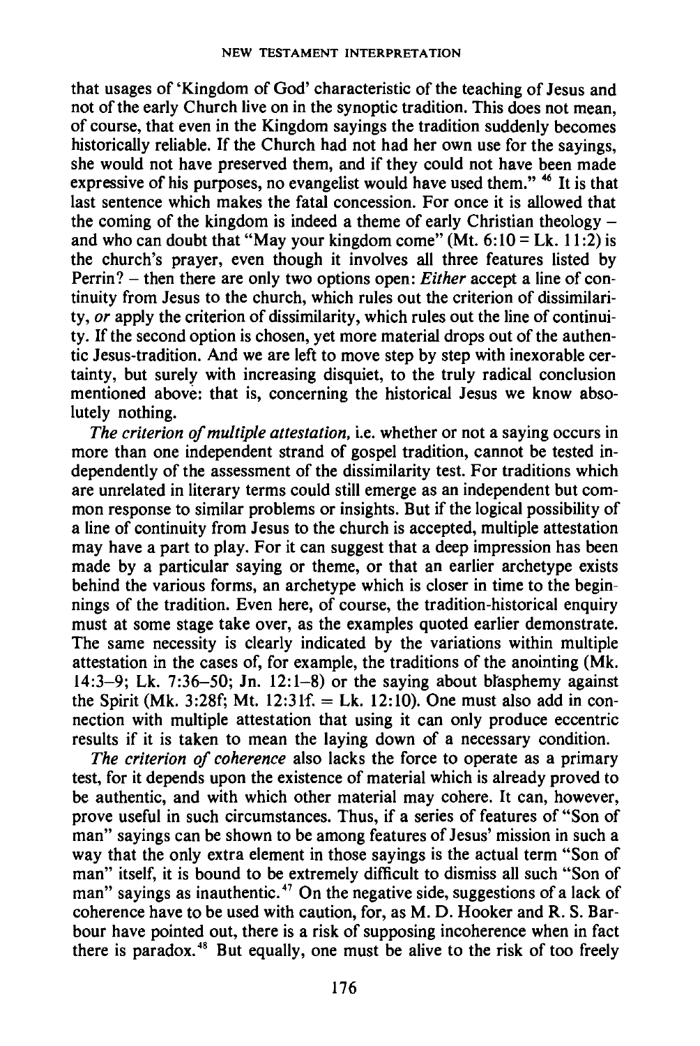that usages of 'Kingdom of God' characteristic of the teaching of Jesus and not of the early Church live on in the synoptic tradition. This does not mean, of course, that even in the Kingdom sayings the tradition suddenly becomes historically reliable. If the Church had not had her own use for the sayings, she would not have preserved them, and if they could not have been made expressive of his purposes, no evangelist would have used them." [46] It is that last sentence which makes the fatal concession. For once it is allowed that the coming of the kingdom is indeed a theme of early Christian theology – and who can doubt that "May your kingdom come" (Mt. 6:10 = Lk. 11:2) is the church's prayer, even though it involves all three features listed by Perrin? – then there are only two options open: *Either* accept a line of continuity from Jesus to the church, which rules out the criterion of dissimilarity, *or* apply the criterion of dissimilarity, which rules out the line of continuity. If the second option is chosen, yet more material drops out of the authentic Jesus-tradition. And we are left to move step by step with inexorable certainty, but surely with increasing disquiet, to the truly radical conclusion mentioned above: that is, concerning the historical Jesus we know absolutely nothing.

*The criterion of multiple attestation,* i.e. whether or not a saying occurs in more than one independent strand of gospel tradition, cannot be tested independently of the assessment of the dissimilarity test. For traditions which are unrelated in literary terms could still emerge as an independent but common response to similar problems or insights. But if the logical possibility of a line of continuity from Jesus to the church is accepted, multiple attestation may have a part to play. For it can suggest that a deep impression has been made by a particular saying or theme, or that an earlier archetype exists behind the various forms, an archetype which is closer in time to the beginnings of the tradition. Even here, of course, the tradition-historical enquiry must at some stage take over, as the examples quoted earlier demonstrate. The same necessity is clearly indicated by the variations within multiple attestation in the cases of, for example, the traditions of the anointing (Mk. 14:3–9; Lk. 7:36–50; Jn. 12:1–8) or the saying about blasphemy against the Spirit (Mk. 3:28f; Mt. 12:31f. = Lk. 12:10). One must also add in connection with multiple attestation that using it can only produce eccentric results if it is taken to mean the laying down of a necessary condition.

*The criterion of coherence* also lacks the force to operate as a primary test, for it depends upon the existence of material which is already proved to be authentic, and with which other material may cohere. It can, however, prove useful in such circumstances. Thus, if a series of features of "Son of man" sayings can be shown to be among features of Jesus' mission in such a way that the only extra element in those sayings is the actual term "Son of man" itself, it is bound to be extremely difficult to dismiss all such "Son of man" sayings as inauthentic.[47] On the negative side, suggestions of a lack of coherence have to be used with caution, for, as M. D. Hooker and R. S. Barbour have pointed out, there is a risk of supposing incoherence when in fact there is paradox.[48] But equally, one must be alive to the risk of too freely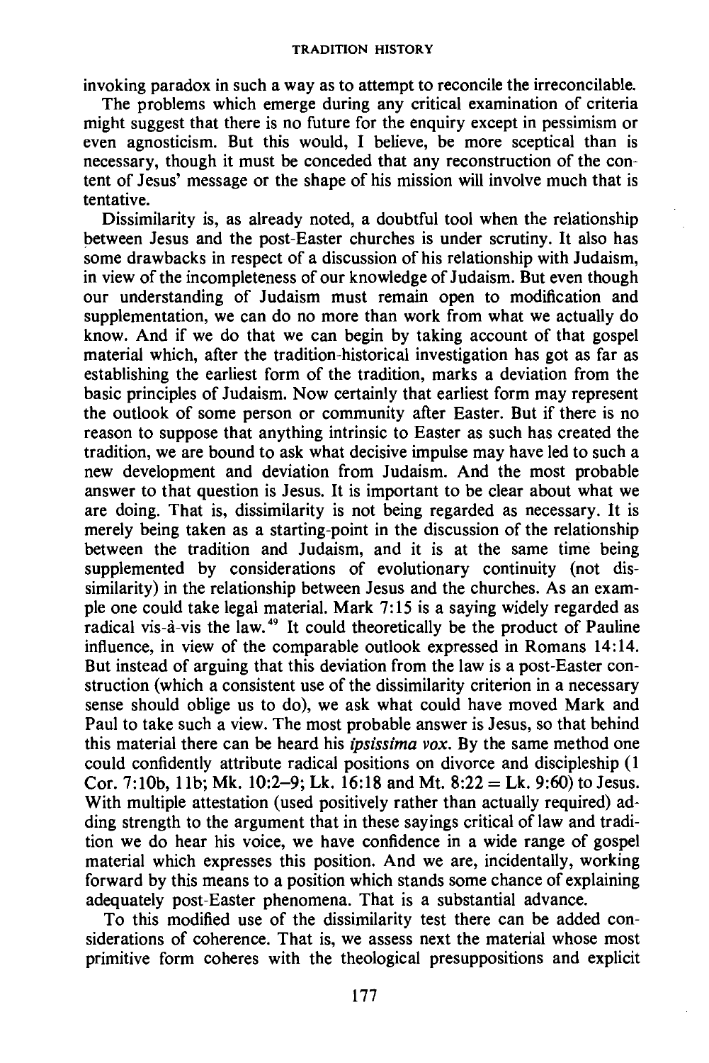invoking paradox in such a way as to attempt to reconcile the irreconcilable.

The problems which emerge during any critical examination of criteria might suggest that there is no future for the enquiry except in pessimism or even agnosticism. But this would, I believe, be more sceptical than is necessary, though it must be conceded that any reconstruction of the content of Jesus' message or the shape of his mission will involve much that is tentative.

Dissimilarity is, as already noted, a doubtful tool when the relationship between Jesus and the post-Easter churches is under scrutiny. It also has some drawbacks in respect of a discussion of his relationship with Judaism, in view of the incompleteness of our knowledge of Judaism. But even though our understanding of Judaism must remain open to modification and supplementation, we can do no more than work from what we actually do know. And if we do that we can begin by taking account of that gospel material which, after the tradition-historical investigation has got as far as establishing the earliest form of the tradition, marks a deviation from the basic principles of Judaism. Now certainly that earliest form may represent the outlook of some person or community after Easter. But if there is no reason to suppose that anything intrinsic to Easter as such has created the tradition, we are bound to ask what decisive impulse may have led to such a new development and deviation from Judaism. And the most probable answer to that question is Jesus. It is important to be clear about what we are doing. That is, dissimilarity is not being regarded as necessary. It is merely being taken as a starting-point in the discussion of the relationship between the tradition and Judaism, and it is at the same time being supplemented by considerations of evolutionary continuity (not dissimilarity) in the relationship between Jesus and the churches. As an example one could take legal material. Mark 7:15 is a saying widely regarded as radical vis-à-vis the law.[49] It could theoretically be the product of Pauline influence, in view of the comparable outlook expressed in Romans 14:14. But instead of arguing that this deviation from the law is a post-Easter construction (which a consistent use of the dissimilarity criterion in a necessary sense should oblige us to do), we ask what could have moved Mark and Paul to take such a view. The most probable answer is Jesus, so that behind this material there can be heard his *ipsissima vox*. By the same method one could confidently attribute radical positions on divorce and discipleship (1 Cor. 7:10b, 11b; Mk. 10:2–9; Lk. 16:18 and Mt. 8:22 = Lk. 9:60) to Jesus. With multiple attestation (used positively rather than actually required) adding strength to the argument that in these sayings critical of law and tradition we do hear his voice, we have confidence in a wide range of gospel material which expresses this position. And we are, incidentally, working forward by this means to a position which stands some chance of explaining adequately post-Easter phenomena. That is a substantial advance.

To this modified use of the dissimilarity test there can be added considerations of coherence. That is, we assess next the material whose most primitive form coheres with the theological presuppositions and explicit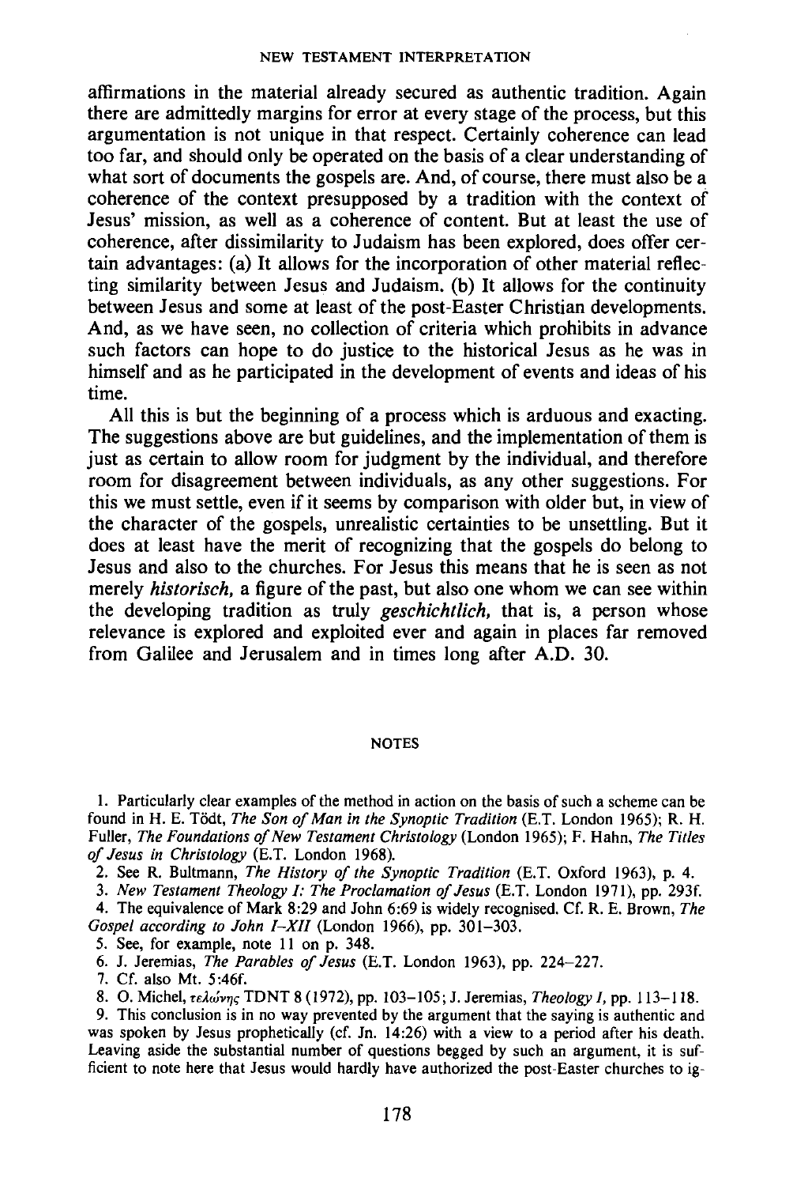affirmations in the material already secured as authentic tradition. Again there are admittedly margins for error at every stage of the process, but this argumentation is not unique in that respect. Certainly coherence can lead too far, and should only be operated on the basis of a clear understanding of what sort of documents the gospels are. And, of course, there must also be a coherence of the context presupposed by a tradition with the context of Jesus' mission, as well as a coherence of content. But at least the use of coherence, after dissimilarity to Judaism has been explored, does offer certain advantages: (a) It allows for the incorporation of other material reflecting similarity between Jesus and Judaism. (b) It allows for the continuity between Jesus and some at least of the post-Easter Christian developments. And, as we have seen, no collection of criteria which prohibits in advance such factors can hope to do justice to the historical Jesus as he was in himself and as he participated in the development of events and ideas of his time.

All this is but the beginning of a process which is arduous and exacting. The suggestions above are but guidelines, and the implementation of them is just as certain to allow room for judgment by the individual, and therefore room for disagreement between individuals, as any other suggestions. For this we must settle, even if it seems by comparison with older but, in view of the character of the gospels, unrealistic certainties to be unsettling. But it does at least have the merit of recognizing that the gospels do belong to Jesus and also to the churches. For Jesus this means that he is seen as not merely ***historisch,*** a figure of the past, but also one whom we can see within the developing tradition as truly ***geschichtlich,*** that is, a person whose relevance is explored and exploited ever and again in places far removed from Galilee and Jerusalem and in times long after A.D. 30.

## NOTES

1. Particularly clear examples of the method in action on the basis of such a scheme can be found in H. E. Tödt, *The Son of Man in the Synoptic Tradition* (E.T. London 1965); R. H. Fuller, *The Foundations of New Testament Christology* (London 1965); F. Hahn, *The Titles of Jesus in Christology* (E.T. London 1968).

2. See R. Bultmann, *The History of the Synoptic Tradition* (E.T. Oxford 1963), p. 4.

3. *New Testament Theology I: The Proclamation of Jesus* (E.T. London 1971), pp. 293f.

4. The equivalence of Mark 8:29 and John 6:69 is widely recognised. Cf. R. E. Brown, *The Gospel according to John I–XII* (London 1966), pp. 301–303.

5. See, for example, note 11 on p. 348.

6. J. Jeremias, *The Parables of Jesus* (E.T. London 1963), pp. 224–227.

7. Cf. also Mt. 5:46f.

8. O. Michel, *τελώνης* TDNT 8 (1972), pp. 103–105; J. Jeremias, *Theology I*, pp. 113–118.

9. This conclusion is in no way prevented by the argument that the saying is authentic and was spoken by Jesus prophetically (cf. Jn. 14:26) with a view to a period after his death. Leaving aside the substantial number of questions begged by such an argument, it is sufficient to note here that Jesus would hardly have authorized the post-Easter churches to ig-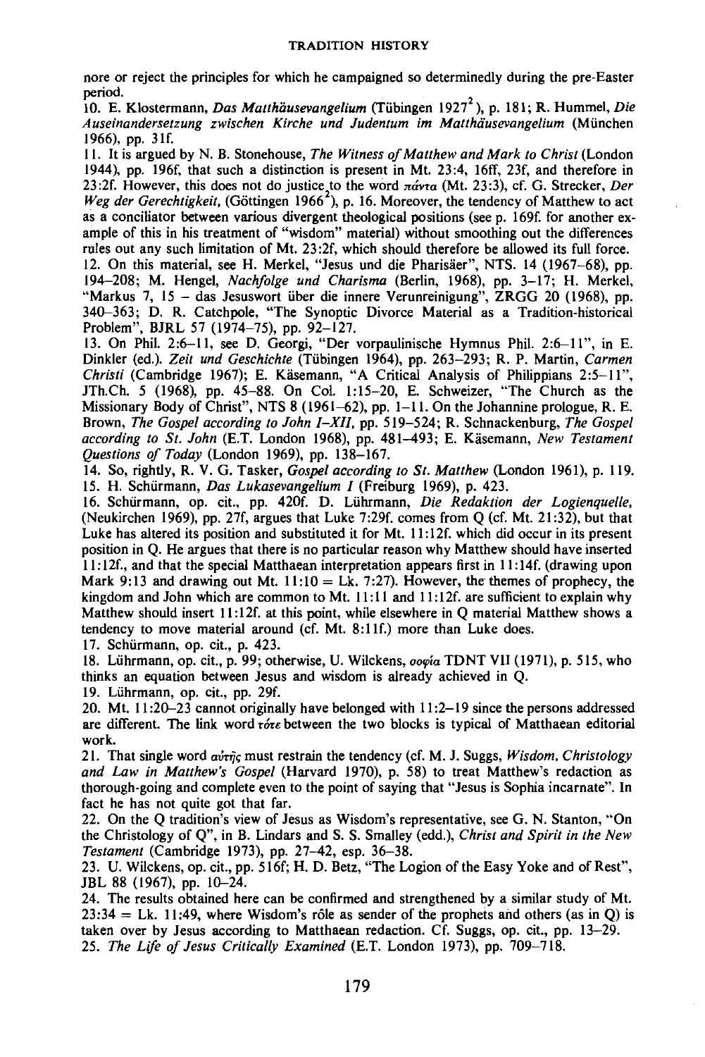nore or reject the principles for which he campaigned so determinedly during the pre-Easter period.

10. E. Klostermann, *Das Matthäusevangelium* (Tübingen 1927²), p. 181; R. Hummel, *Die Auseinandersetzung zwischen Kirche und Judentum im Matthäusevangelium* (München 1966), pp. 31f.

11. It is argued by N. B. Stonehouse, *The Witness of Matthew and Mark to Christ* (London 1944), pp. 196f, that such a distinction is present in Mt. 23:4, 16ff, 23f, and therefore in 23:2f. However, this does not do justice to the word πάντα (Mt. 23:3), cf. G. Strecker, *Der Weg der Gerechtigkeit*, (Göttingen 1966²), p. 16. Moreover, the tendency of Matthew to act as a conciliator between various divergent theological positions (see p. 169f. for another example of this in his treatment of "wisdom" material) without smoothing out the differences rules out any such limitation of Mt. 23:2f, which should therefore be allowed its full force.

12. On this material, see H. Merkel, "Jesus und die Pharisäer", NTS. 14 (1967–68), pp. 194–208; M. Hengel, *Nachfolge und Charisma* (Berlin, 1968), pp. 3–17; H. Merkel, "Markus 7, 15 – das Jesuswort über die innere Verunreinigung", ZRGG 20 (1968), pp. 340–363; D. R. Catchpole, "The Synoptic Divorce Material as a Tradition-historical Problem", BJRL 57 (1974–75), pp. 92–127.

13. On Phil. 2:6–11, see D. Georgi, "Der vorpaulinische Hymnus Phil. 2:6–11", in E. Dinkler (ed.). *Zeit und Geschichte* (Tübingen 1964), pp. 263–293; R. P. Martin, *Carmen Christi* (Cambridge 1967); E. Käsemann, "A Critical Analysis of Philippians 2:5–11", JTh.Ch. 5 (1968), pp. 45–88. On Col. 1:15–20, E. Schweizer, "The Church as the Missionary Body of Christ", NTS 8 (1961–62), pp. 1–11. On the Johannine prologue, R. E. Brown, *The Gospel according to John I–XII*, pp. 519–524; R. Schnackenburg, *The Gospel according to St. John* (E.T. London 1968), pp. 481–493; E. Käsemann, *New Testament Questions of Today* (London 1969), pp. 138–167.

14. So, rightly, R. V. G. Tasker, *Gospel according to St. Matthew* (London 1961), p. 119.

15. H. Schürmann, *Das Lukasevangelium I* (Freiburg 1969), p. 423.

16. Schürmann, op. cit., pp. 420f. D. Lührmann, *Die Redaktion der Logienquelle*, (Neukirchen 1969), pp. 27f, argues that Luke 7:29f. comes from Q (cf. Mt. 21:32), but that Luke has altered its position and substituted it for Mt. 11:12f. which did occur in its present position in Q. He argues that there is no particular reason why Matthew should have inserted 11:12f., and that the special Matthaean interpretation appears first in 11:14f. (drawing upon Mark 9:13 and drawing out Mt. 11:10 = Lk. 7:27). However, the themes of prophecy, the kingdom and John which are common to Mt. 11:11 and 11:12f. are sufficient to explain why Matthew should insert 11:12f. at this point, while elsewhere in Q material Matthew shows a tendency to move material around (cf. Mt. 8:11f.) more than Luke does.

17. Schürmann, op. cit., p. 423.

18. Lührmann, op. cit., p. 99; otherwise, U. Wilckens, σοφία TDNT VII (1971), p. 515, who thinks an equation between Jesus and wisdom is already achieved in Q.

19. Lührmann, op. cit., pp. 29f.

20. Mt. 11:20–23 cannot originally have belonged with 11:2–19 since the persons addressed are different. The link word τότε between the two blocks is typical of Matthaean editorial work.

21. That single word αὐτῆς must restrain the tendency (cf. M. J. Suggs, *Wisdom, Christology and Law in Matthew's Gospel* (Harvard 1970), p. 58) to treat Matthew's redaction as thorough-going and complete even to the point of saying that "Jesus is Sophia incarnate". In fact he has not quite got that far.

22. On the Q tradition's view of Jesus as Wisdom's representative, see G. N. Stanton, "On the Christology of Q", in B. Lindars and S. S. Smalley (edd.), *Christ and Spirit in the New Testament* (Cambridge 1973), pp. 27–42, esp. 36–38.

23. U. Wilckens, op. cit., pp. 516f; H. D. Betz, "The Logion of the Easy Yoke and of Rest", JBL 88 (1967), pp. 10–24.

24. The results obtained here can be confirmed and strengthened by a similar study of Mt. 23:34 = Lk. 11:49, where Wisdom's rôle as sender of the prophets and others (as in Q) is taken over by Jesus according to Matthaean redaction. Cf. Suggs, op. cit., pp. 13–29.

25. *The Life of Jesus Critically Examined* (E.T. London 1973), pp. 709–718.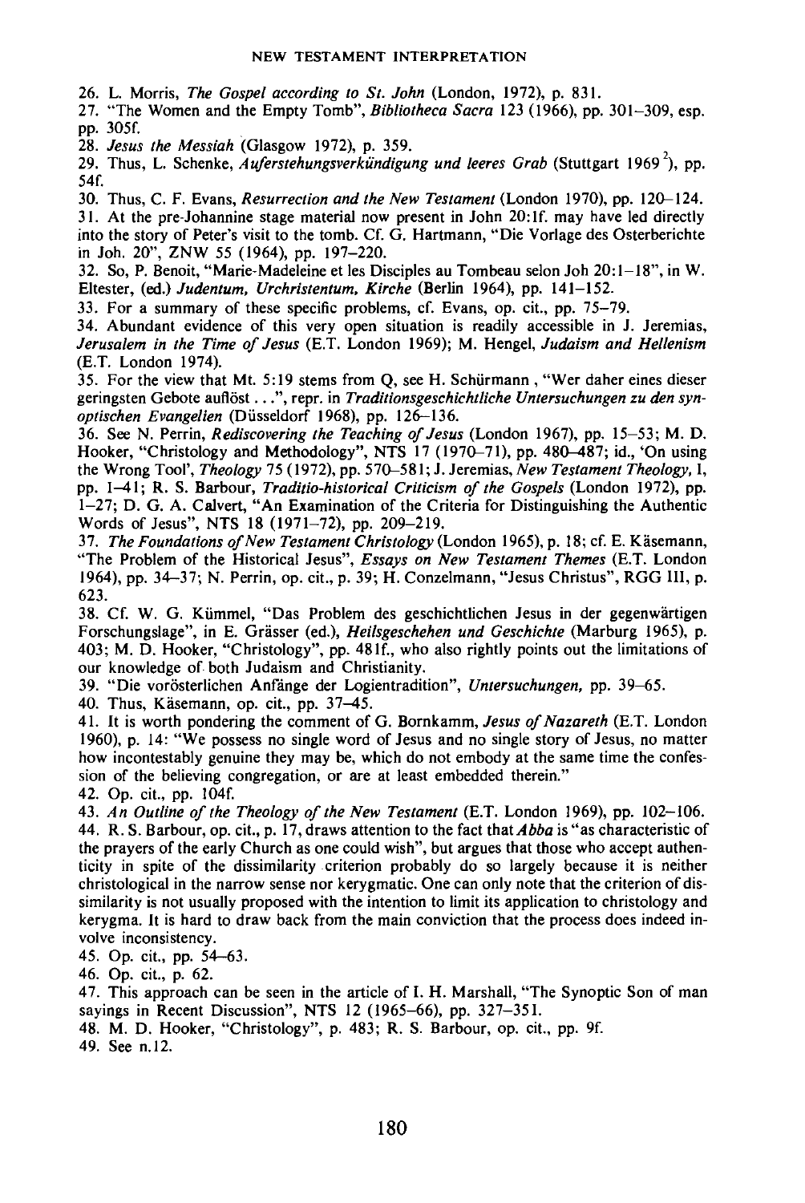26. L. Morris, *The Gospel according to St. John* (London, 1972), p. 831.

27. "The Women and the Empty Tomb", *Bibliotheca Sacra* 123 (1966), pp. 301–309, esp. pp. 305f.

28. *Jesus the Messiah* (Glasgow 1972), p. 359.

29. Thus, L. Schenke, *Auferstehungsverkündigung und leeres Grab* (Stuttgart 1969[2]), pp. 54f.

30. Thus, C. F. Evans, *Resurrection and the New Testament* (London 1970), pp. 120–124.

31. At the pre-Johannine stage material now present in John 20:1f. may have led directly into the story of Peter's visit to the tomb. Cf. G. Hartmann, "Die Vorlage des Osterberichte in Joh. 20", ZNW 55 (1964), pp. 197–220.

32. So, P. Benoit, "Marie-Madeleine et les Disciples au Tombeau selon Joh 20:1–18", in W. Eltester, (ed.) *Judentum, Urchristentum, Kirche* (Berlin 1964), pp. 141–152.

33. For a summary of these specific problems, cf. Evans, op. cit., pp. 75–79.

34. Abundant evidence of this very open situation is readily accessible in J. Jeremias, *Jerusalem in the Time of Jesus* (E.T. London 1969); M. Hengel, *Judaism and Hellenism* (E.T. London 1974).

35. For the view that Mt. 5:19 stems from Q, see H. Schürmann, "Wer daher eines dieser geringsten Gebote auflöst...", repr. in *Traditionsgeschichtliche Untersuchungen zu den synoptischen Evangelien* (Düsseldorf 1968), pp. 126–136.

36. See N. Perrin, *Rediscovering the Teaching of Jesus* (London 1967), pp. 15–53; M. D. Hooker, "Christology and Methodology", NTS 17 (1970–71), pp. 480–487; id., 'On using the Wrong Tool', *Theology* 75 (1972), pp. 570–581; J. Jeremias, *New Testament Theology*, I, pp. 1–41; R. S. Barbour, *Traditio-historical Criticism of the Gospels* (London 1972), pp. 1–27; D. G. A. Calvert, "An Examination of the Criteria for Distinguishing the Authentic Words of Jesus", NTS 18 (1971–72), pp. 209–219.

37. *The Foundations of New Testament Christology* (London 1965), p. 18; cf. E. Käsemann, "The Problem of the Historical Jesus", *Essays on New Testament Themes* (E.T. London 1964), pp. 34–37; N. Perrin, op. cit., p. 39; H. Conzelmann, "Jesus Christus", RGG III, p. 623.

38. Cf. W. G. Kümmel, "Das Problem des geschichtlichen Jesus in der gegenwärtigen Forschungslage", in E. Grässer (ed.), *Heilsgeschehen und Geschichte* (Marburg 1965), p. 403; M. D. Hooker, "Christology", pp. 481f., who also rightly points out the limitations of our knowledge of both Judaism and Christianity.

39. "Die vorösterlichen Anfänge der Logientradition", *Untersuchungen*, pp. 39–65.

40. Thus, Käsemann, op. cit., pp. 37–45.

41. It is worth pondering the comment of G. Bornkamm, *Jesus of Nazareth* (E.T. London 1960), p. 14: "We possess no single word of Jesus and no single story of Jesus, no matter how incontestably genuine they may be, which do not embody at the same time the confession of the believing congregation, or are at least embedded therein."

42. Op. cit., pp. 104f.

43. *An Outline of the Theology of the New Testament* (E.T. London 1969), pp. 102–106.

44. R. S. Barbour, op. cit., p. 17, draws attention to the fact that *Abba* is "as characteristic of the prayers of the early Church as one could wish", but argues that those who accept authenticity in spite of the dissimilarity criterion probably do so largely because it is neither christological in the narrow sense nor kerygmatic. One can only note that the criterion of dissimilarity is not usually proposed with the intention to limit its application to christology and kerygma. It is hard to draw back from the main conviction that the process does indeed involve inconsistency.

45. Op. cit., pp. 54–63.

46. Op. cit., p. 62.

47. This approach can be seen in the article of I. H. Marshall, "The Synoptic Son of man sayings in Recent Discussion", NTS 12 (1965–66), pp. 327–351.

48. M. D. Hooker, "Christology", p. 483; R. S. Barbour, op. cit., pp. 9f.

49. See n.12.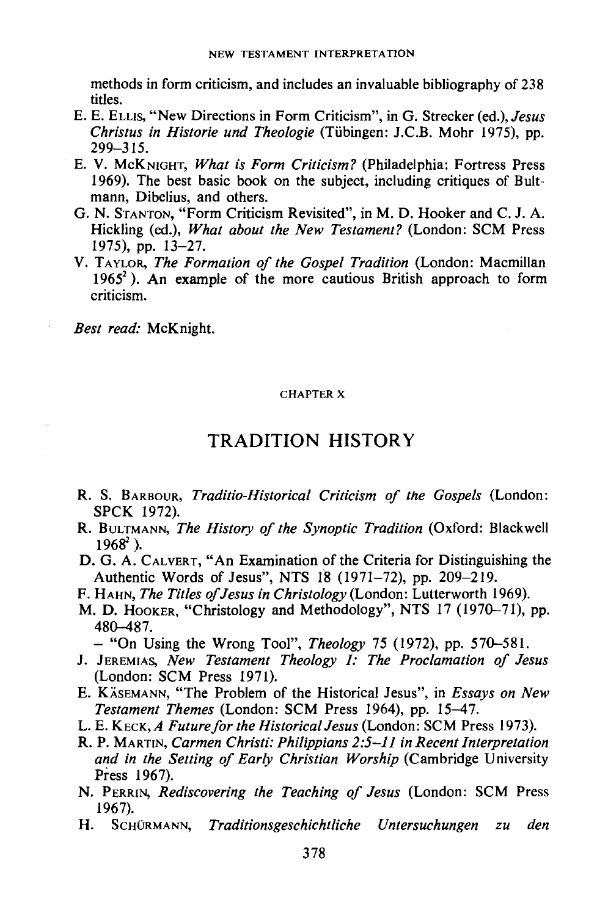methods in form criticism, and includes an invaluable bibliography of 238 titles.

E. E. Ellis, "New Directions in Form Criticism", in G. Strecker (ed.), *Jesus Christus in Historie und Theologie* (Tübingen: J.C.B. Mohr 1975), pp. 299–315.

E. V. McKnight, *What is Form Criticism?* (Philadelphia: Fortress Press 1969). The best basic book on the subject, including critiques of Bultmann, Dibelius, and others.

G. N. Stanton, "Form Criticism Revisited", in M. D. Hooker and C. J. A. Hickling (ed.), *What about the New Testament?* (London: SCM Press 1975), pp. 13–27.

V. Taylor, *The Formation of the Gospel Tradition* (London: Macmillan 1965[2]). An example of the more cautious British approach to form criticism.

*Best read:* McKnight.

CHAPTER X

# TRADITION HISTORY

R. S. Barbour, *Traditio-Historical Criticism of the Gospels* (London: SPCK 1972).

R. Bultmann, *The History of the Synoptic Tradition* (Oxford: Blackwell 1968[2]).

D. G. A. Calvert, "An Examination of the Criteria for Distinguishing the Authentic Words of Jesus", NTS 18 (1971–72), pp. 209–219.

F. Hahn, *The Titles of Jesus in Christology* (London: Lutterworth 1969).

M. D. Hooker, "Christology and Methodology", NTS 17 (1970–71), pp. 480–487.

– "On Using the Wrong Tool", *Theology* 75 (1972), pp. 570–581.

J. Jeremias, *New Testament Theology I: The Proclamation of Jesus* (London: SCM Press 1971).

E. Käsemann, "The Problem of the Historical Jesus", in *Essays on New Testament Themes* (London: SCM Press 1964), pp. 15–47.

L. E. Keck, *A Future for the Historical Jesus* (London: SCM Press 1973).

R. P. Martin, *Carmen Christi: Philippians 2:5–11 in Recent Interpretation and in the Setting of Early Christian Worship* (Cambridge University Press 1967).

N. Perrin, *Rediscovering the Teaching of Jesus* (London: SCM Press 1967).

H. Schürmann, *Traditionsgeschichtliche Untersuchungen zu den*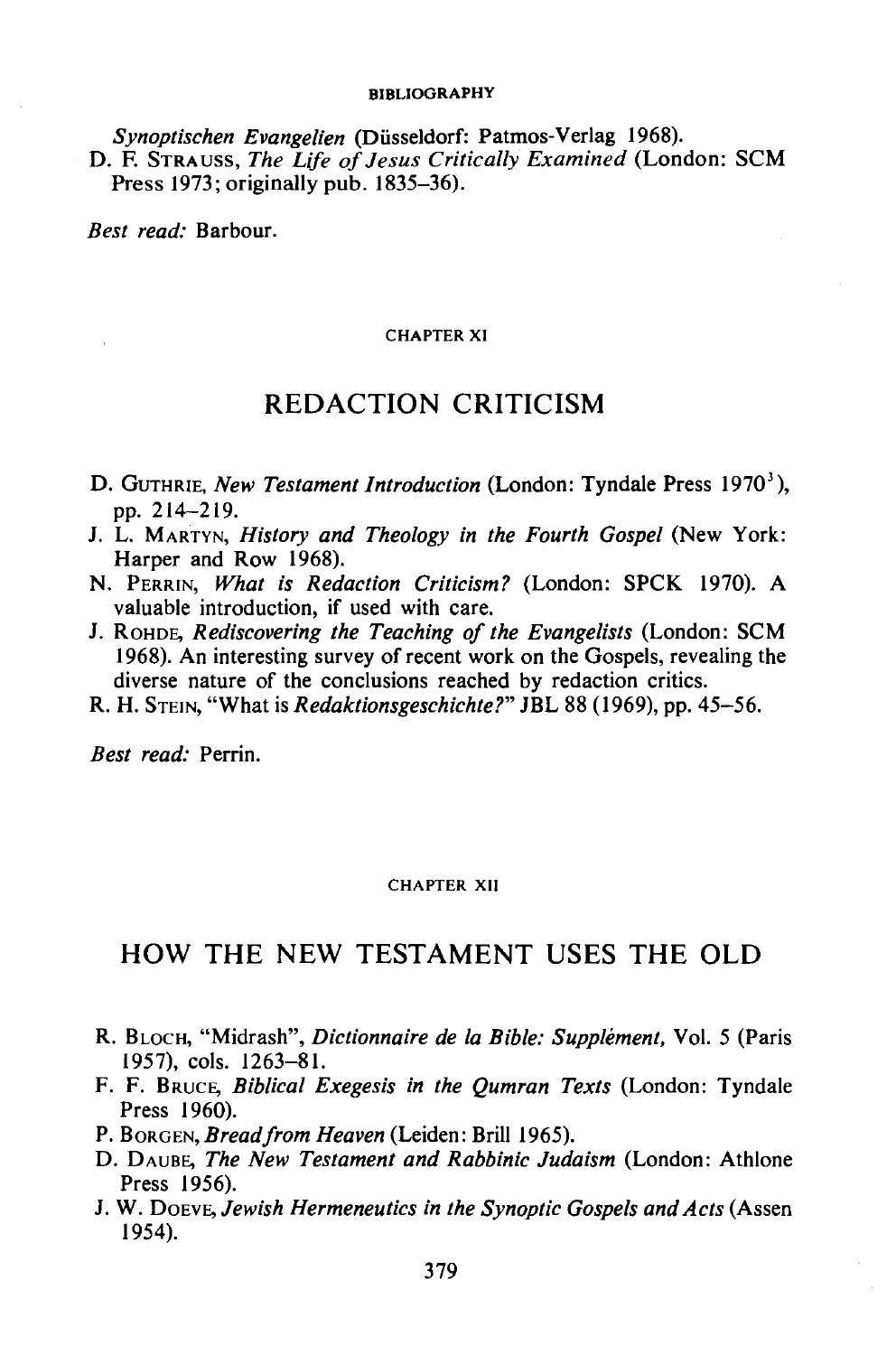*Synoptischen Evangelien* (Düsseldorf: Patmos-Verlag 1968).

D. F. STRAUSS, *The Life of Jesus Critically Examined* (London: SCM Press 1973; originally pub. 1835–36).

*Best read:* Barbour.

CHAPTER XI

## REDACTION CRITICISM

D. GUTHRIE, *New Testament Introduction* (London: Tyndale Press 1970[3]), pp. 214–219.

J. L. MARTYN, *History and Theology in the Fourth Gospel* (New York: Harper and Row 1968).

N. PERRIN, *What is Redaction Criticism?* (London: SPCK 1970). A valuable introduction, if used with care.

J. ROHDE, *Rediscovering the Teaching of the Evangelists* (London: SCM 1968). An interesting survey of recent work on the Gospels, revealing the diverse nature of the conclusions reached by redaction critics.

R. H. STEIN, "What is *Redaktionsgeschichte?*" JBL 88 (1969), pp. 45–56.

*Best read:* Perrin.

CHAPTER XII

## HOW THE NEW TESTAMENT USES THE OLD

R. BLOCH, "Midrash", *Dictionnaire de la Bible: Supplément,* Vol. 5 (Paris 1957), cols. 1263–81.

F. F. BRUCE, *Biblical Exegesis in the Qumran Texts* (London: Tyndale Press 1960).

P. BORGEN, *Bread from Heaven* (Leiden: Brill 1965).

D. DAUBE, *The New Testament and Rabbinic Judaism* (London: Athlone Press 1956).

J. W. DOEVE, *Jewish Hermeneutics in the Synoptic Gospels and Acts* (Assen 1954).